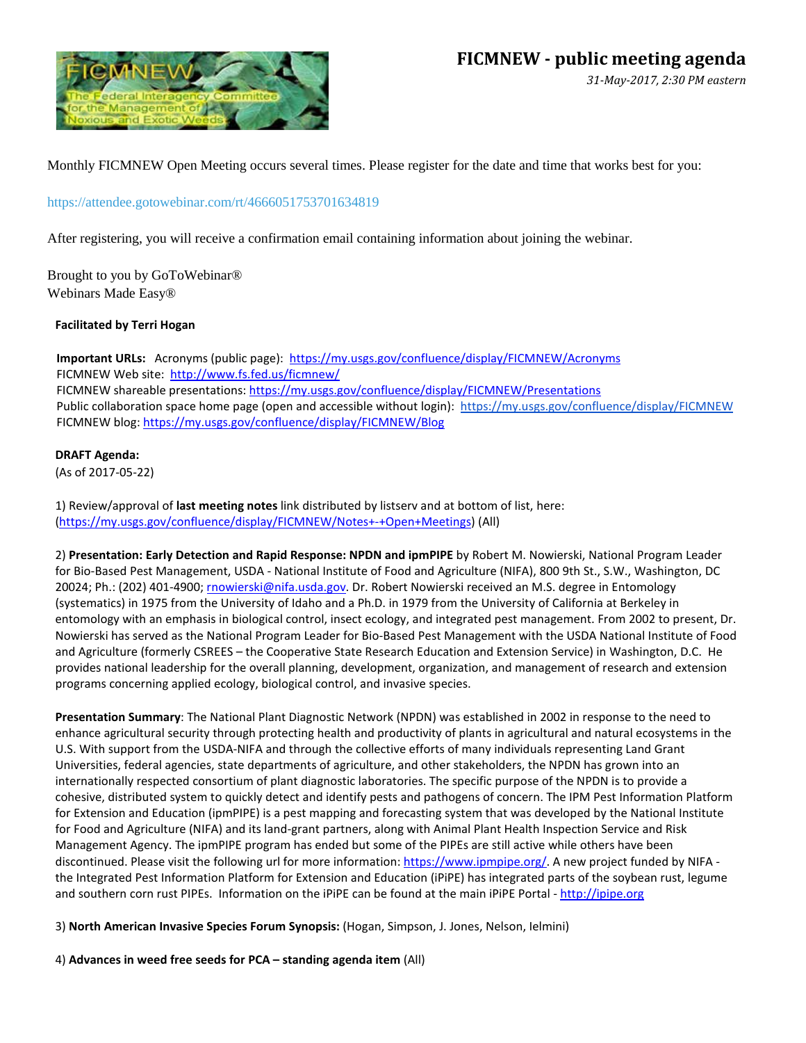# FICMNEW - public meeting agenda

*31-May-2017, 2:30 PM eastern*

Monthly FICMNEW Open Meeting occurs several times. Please register for the date and time that works best for you:

https://attendee.gotowebinar.com/rt/4666051753701634819

After registering, you will receive a confirmation email containing information about joining the webinar.

Brought to you by GoToWebinar®
Webinars Made Easy®

**Facilitated by Terri Hogan**

**Important URLs:** Acronyms (public page): https://my.usgs.gov/confluence/display/FICMNEW/Acronyms
FICMNEW Web site: http://www.fs.fed.us/ficmnew/
FICMNEW shareable presentations: https://my.usgs.gov/confluence/display/FICMNEW/Presentations
Public collaboration space home page (open and accessible without login): https://my.usgs.gov/confluence/display/FICMNEW
FICMNEW blog: https://my.usgs.gov/confluence/display/FICMNEW/Blog

**DRAFT Agenda:**
(As of 2017-05-22)

1) Review/approval of **last meeting notes** link distributed by listserv and at bottom of list, here: (https://my.usgs.gov/confluence/display/FICMNEW/Notes+-+Open+Meetings) (All)

2) **Presentation: Early Detection and Rapid Response: NPDN and ipmPIPE** by Robert M. Nowierski, National Program Leader for Bio-Based Pest Management, USDA - National Institute of Food and Agriculture (NIFA), 800 9th St., S.W., Washington, DC 20024; Ph.: (202) 401-4900; rnowierski@nifa.usda.gov. Dr. Robert Nowierski received an M.S. degree in Entomology (systematics) in 1975 from the University of Idaho and a Ph.D. in 1979 from the University of California at Berkeley in entomology with an emphasis in biological control, insect ecology, and integrated pest management. From 2002 to present, Dr. Nowierski has served as the National Program Leader for Bio-Based Pest Management with the USDA National Institute of Food and Agriculture (formerly CSREES – the Cooperative State Research Education and Extension Service) in Washington, D.C. He provides national leadership for the overall planning, development, organization, and management of research and extension programs concerning applied ecology, biological control, and invasive species.

**Presentation Summary**: The National Plant Diagnostic Network (NPDN) was established in 2002 in response to the need to enhance agricultural security through protecting health and productivity of plants in agricultural and natural ecosystems in the U.S. With support from the USDA-NIFA and through the collective efforts of many individuals representing Land Grant Universities, federal agencies, state departments of agriculture, and other stakeholders, the NPDN has grown into an internationally respected consortium of plant diagnostic laboratories. The specific purpose of the NPDN is to provide a cohesive, distributed system to quickly detect and identify pests and pathogens of concern. The IPM Pest Information Platform for Extension and Education (ipmPIPE) is a pest mapping and forecasting system that was developed by the National Institute for Food and Agriculture (NIFA) and its land-grant partners, along with Animal Plant Health Inspection Service and Risk Management Agency. The ipmPIPE program has ended but some of the PIPEs are still active while others have been discontinued. Please visit the following url for more information: https://www.ipmpipe.org/. A new project funded by NIFA - the Integrated Pest Information Platform for Extension and Education (iPiPE) has integrated parts of the soybean rust, legume and southern corn rust PIPEs. Information on the iPiPE can be found at the main iPiPE Portal - http://ipipe.org

3) **North American Invasive Species Forum Synopsis:** (Hogan, Simpson, J. Jones, Nelson, Ielmini)

4) **Advances in weed free seeds for PCA – standing agenda item** (All)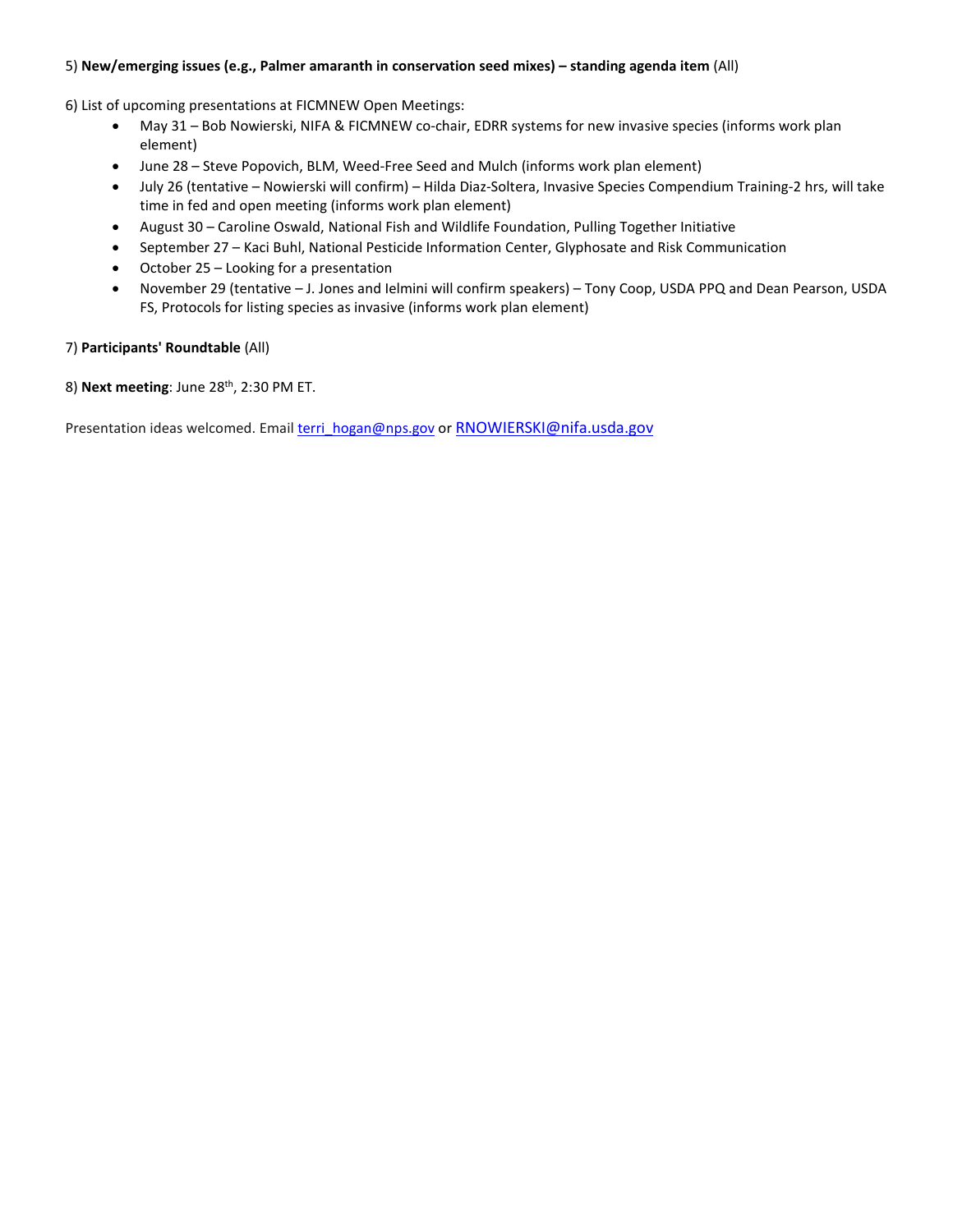5) **New/emerging issues (e.g., Palmer amaranth in conservation seed mixes) – standing agenda item** (All)

6) List of upcoming presentations at FICMNEW Open Meetings:

- May 31 – Bob Nowierski, NIFA & FICMNEW co-chair, EDRR systems for new invasive species (informs work plan element)
- June 28 – Steve Popovich, BLM, Weed-Free Seed and Mulch (informs work plan element)
- July 26 (tentative – Nowierski will confirm) – Hilda Diaz-Soltera, Invasive Species Compendium Training-2 hrs, will take time in fed and open meeting (informs work plan element)
- August 30 – Caroline Oswald, National Fish and Wildlife Foundation, Pulling Together Initiative
- September 27 – Kaci Buhl, National Pesticide Information Center, Glyphosate and Risk Communication
- October 25 – Looking for a presentation
- November 29 (tentative – J. Jones and Ielmini will confirm speakers) – Tony Coop, USDA PPQ and Dean Pearson, USDA FS, Protocols for listing species as invasive (informs work plan element)

7) **Participants' Roundtable** (All)

8) **Next meeting**: June 28th, 2:30 PM ET.

Presentation ideas welcomed. Email terri_hogan@nps.gov or RNOWIERSKI@nifa.usda.gov